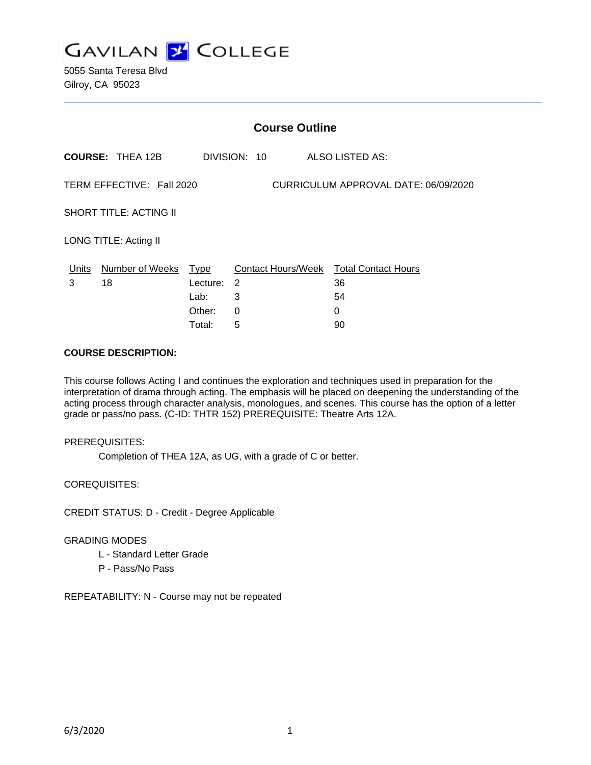# GAVILAN COLLEGE

5055 Santa Teresa Blvd
Gilroy, CA 95023

## Course Outline

**COURSE:** THEA 12B DIVISION: 10 ALSO LISTED AS:

TERM EFFECTIVE: Fall 2020 CURRICULUM APPROVAL DATE: 06/09/2020

SHORT TITLE: ACTING II

LONG TITLE: Acting II

| Units | Number of Weeks | Type | Contact Hours/Week | Total Contact Hours |
|---|---|---|---|---|
| 3 | 18 | Lecture: | 2 | 36 |
| | | Lab: | 3 | 54 |
| | | Other: | 0 | 0 |
| | | Total: | 5 | 90 |

**COURSE DESCRIPTION:**

This course follows Acting I and continues the exploration and techniques used in preparation for the interpretation of drama through acting. The emphasis will be placed on deepening the understanding of the acting process through character analysis, monologues, and scenes. This course has the option of a letter grade or pass/no pass. (C-ID: THTR 152) PREREQUISITE: Theatre Arts 12A.

PREREQUISITES:

Completion of THEA 12A, as UG, with a grade of C or better.

COREQUISITES:

CREDIT STATUS: D - Credit - Degree Applicable

GRADING MODES

L - Standard Letter Grade
P - Pass/No Pass

REPEATABILITY: N - Course may not be repeated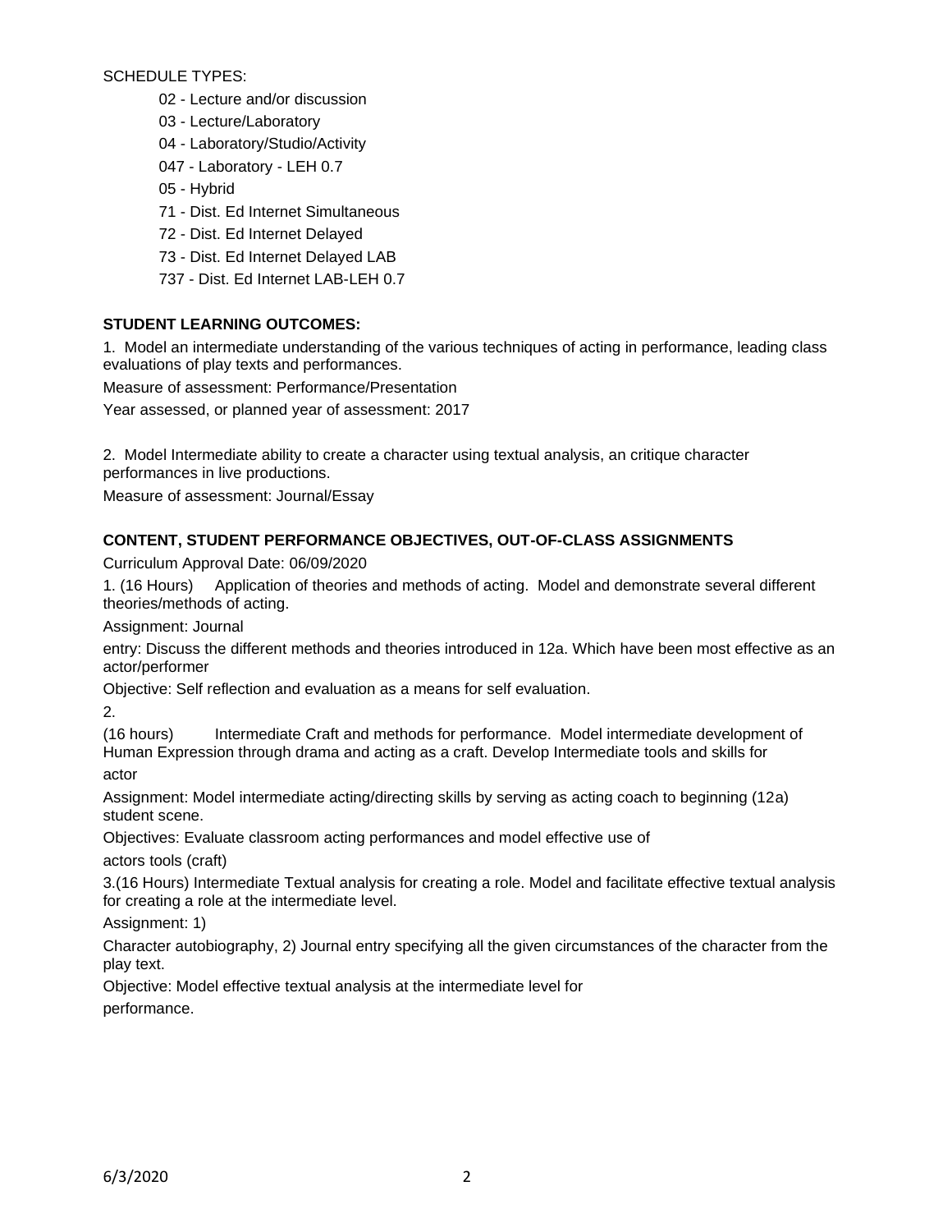SCHEDULE TYPES:

- 02 - Lecture and/or discussion
- 03 - Lecture/Laboratory
- 04 - Laboratory/Studio/Activity
- 047 - Laboratory - LEH 0.7
- 05 - Hybrid
- 71 - Dist. Ed Internet Simultaneous
- 72 - Dist. Ed Internet Delayed
- 73 - Dist. Ed Internet Delayed LAB
- 737 - Dist. Ed Internet LAB-LEH 0.7

**STUDENT LEARNING OUTCOMES:**

1. Model an intermediate understanding of the various techniques of acting in performance, leading class evaluations of play texts and performances.

Measure of assessment: Performance/Presentation

Year assessed, or planned year of assessment: 2017

2. Model Intermediate ability to create a character using textual analysis, an critique character performances in live productions.

Measure of assessment: Journal/Essay

**CONTENT, STUDENT PERFORMANCE OBJECTIVES, OUT-OF-CLASS ASSIGNMENTS**

Curriculum Approval Date: 06/09/2020

1. (16 Hours) Application of theories and methods of acting. Model and demonstrate several different theories/methods of acting.

Assignment: Journal

entry: Discuss the different methods and theories introduced in 12a. Which have been most effective as an actor/performer

Objective: Self reflection and evaluation as a means for self evaluation.

2.

(16 hours) Intermediate Craft and methods for performance. Model intermediate development of Human Expression through drama and acting as a craft. Develop Intermediate tools and skills for actor

Assignment: Model intermediate acting/directing skills by serving as acting coach to beginning (12a) student scene.

Objectives: Evaluate classroom acting performances and model effective use of actors tools (craft)

3.(16 Hours) Intermediate Textual analysis for creating a role. Model and facilitate effective textual analysis for creating a role at the intermediate level.

Assignment: 1)

Character autobiography, 2) Journal entry specifying all the given circumstances of the character from the play text.

Objective: Model effective textual analysis at the intermediate level for performance.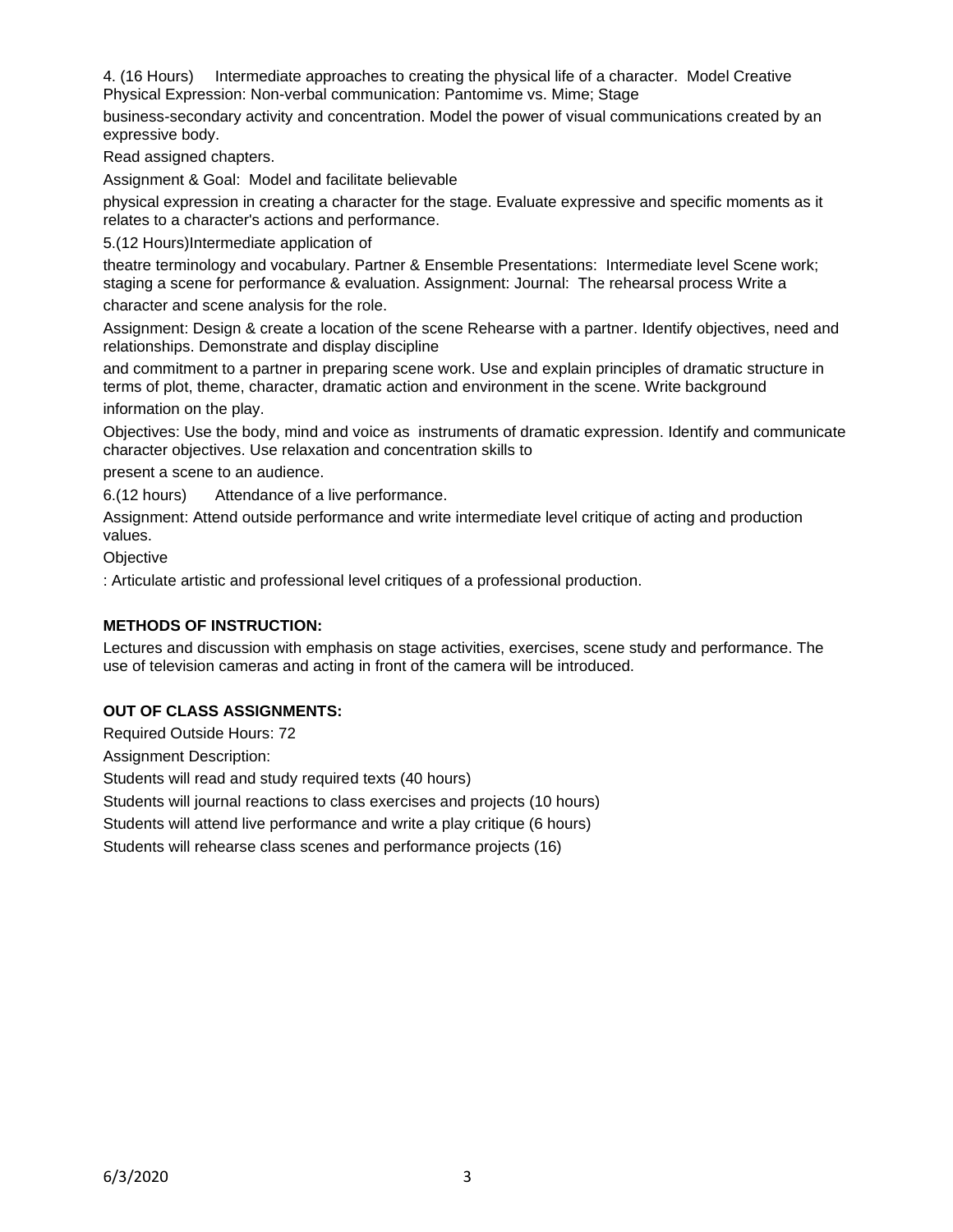4. (16 Hours) Intermediate approaches to creating the physical life of a character. Model Creative Physical Expression: Non-verbal communication: Pantomime vs. Mime; Stage business-secondary activity and concentration. Model the power of visual communications created by an expressive body.

Read assigned chapters.

Assignment & Goal: Model and facilitate believable physical expression in creating a character for the stage. Evaluate expressive and specific moments as it relates to a character's actions and performance.

5.(12 Hours)Intermediate application of theatre terminology and vocabulary. Partner & Ensemble Presentations: Intermediate level Scene work; staging a scene for performance & evaluation. Assignment: Journal: The rehearsal process Write a character and scene analysis for the role.

Assignment: Design & create a location of the scene Rehearse with a partner. Identify objectives, need and relationships. Demonstrate and display discipline and commitment to a partner in preparing scene work. Use and explain principles of dramatic structure in terms of plot, theme, character, dramatic action and environment in the scene. Write background information on the play.

Objectives: Use the body, mind and voice as instruments of dramatic expression. Identify and communicate character objectives. Use relaxation and concentration skills to present a scene to an audience.

6.(12 hours) Attendance of a live performance.

Assignment: Attend outside performance and write intermediate level critique of acting and production values.

Objective

: Articulate artistic and professional level critiques of a professional production.

**METHODS OF INSTRUCTION:**

Lectures and discussion with emphasis on stage activities, exercises, scene study and performance. The use of television cameras and acting in front of the camera will be introduced.

**OUT OF CLASS ASSIGNMENTS:**

Required Outside Hours: 72

Assignment Description:

Students will read and study required texts (40 hours)

Students will journal reactions to class exercises and projects (10 hours)

Students will attend live performance and write a play critique (6 hours)

Students will rehearse class scenes and performance projects (16)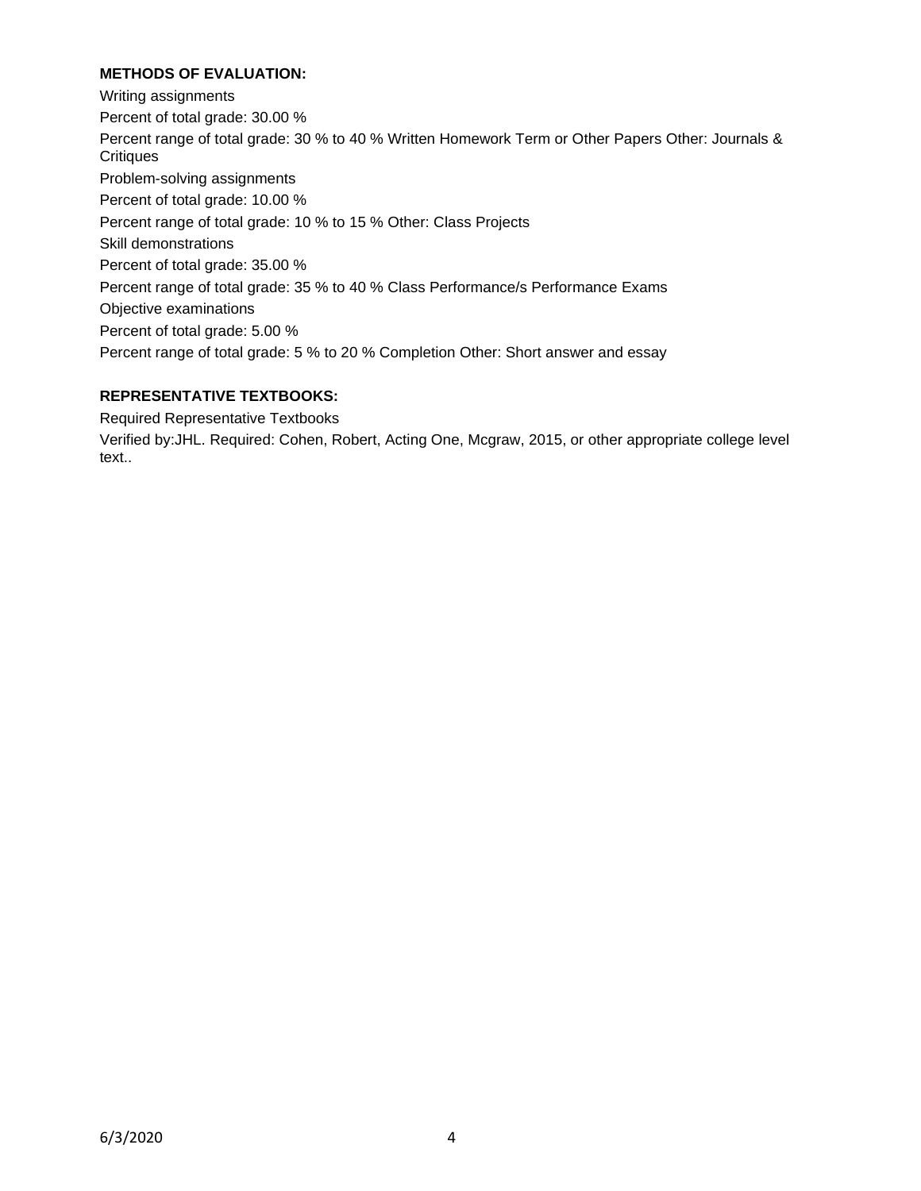**METHODS OF EVALUATION:**

Writing assignments

Percent of total grade: 30.00 %

Percent range of total grade: 30 % to 40 % Written Homework Term or Other Papers Other: Journals & Critiques

Problem-solving assignments

Percent of total grade: 10.00 %

Percent range of total grade: 10 % to 15 % Other: Class Projects

Skill demonstrations

Percent of total grade: 35.00 %

Percent range of total grade: 35 % to 40 % Class Performance/s Performance Exams

Objective examinations

Percent of total grade: 5.00 %

Percent range of total grade: 5 % to 20 % Completion Other: Short answer and essay

**REPRESENTATIVE TEXTBOOKS:**

Required Representative Textbooks

Verified by:JHL. Required: Cohen, Robert, Acting One, Mcgraw, 2015, or other appropriate college level text..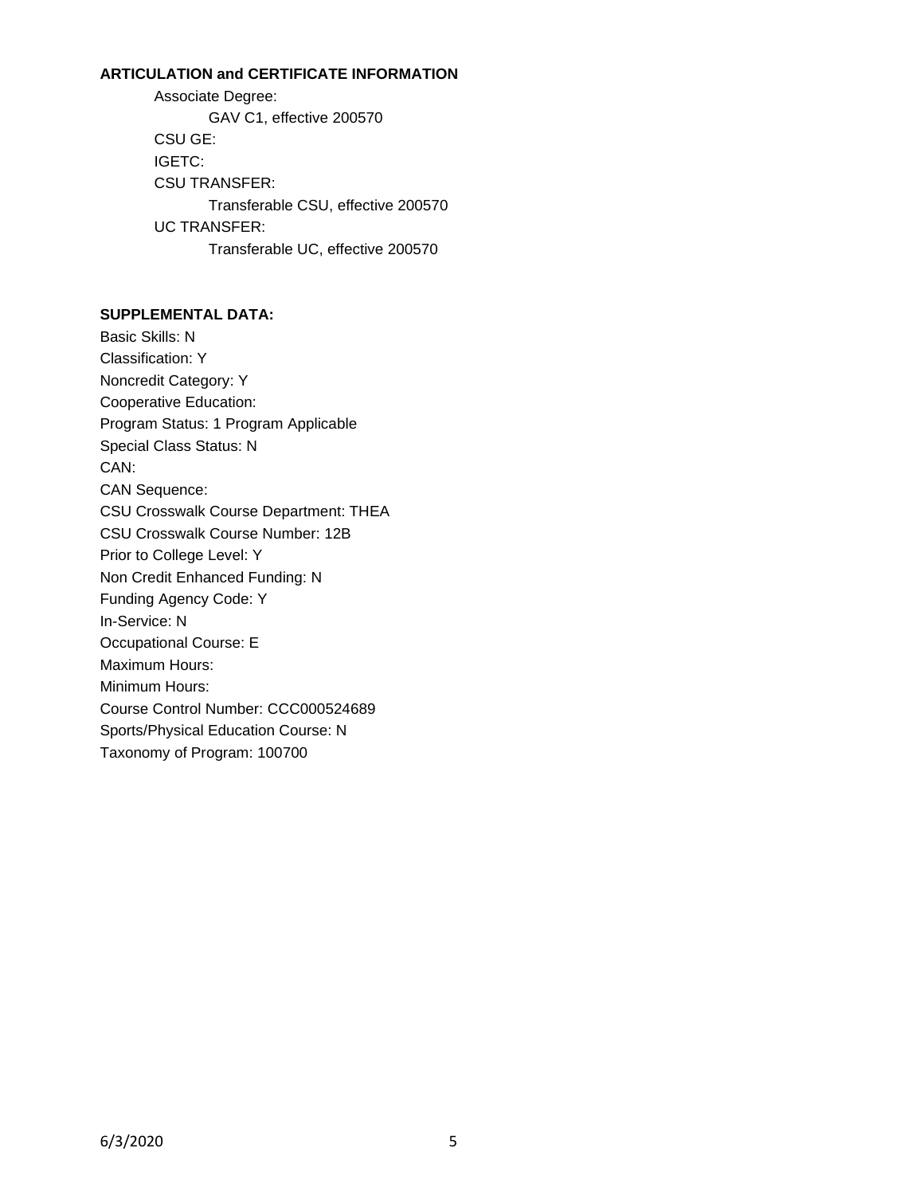**ARTICULATION and CERTIFICATE INFORMATION**

Associate Degree:

GAV C1, effective 200570

CSU GE:

IGETC:

CSU TRANSFER:

Transferable CSU, effective 200570

UC TRANSFER:

Transferable UC, effective 200570

**SUPPLEMENTAL DATA:**

Basic Skills: N
Classification: Y
Noncredit Category: Y
Cooperative Education:
Program Status: 1 Program Applicable
Special Class Status: N
CAN:
CAN Sequence:
CSU Crosswalk Course Department: THEA
CSU Crosswalk Course Number: 12B
Prior to College Level: Y
Non Credit Enhanced Funding: N
Funding Agency Code: Y
In-Service: N
Occupational Course: E
Maximum Hours:
Minimum Hours:
Course Control Number: CCC000524689
Sports/Physical Education Course: N
Taxonomy of Program: 100700